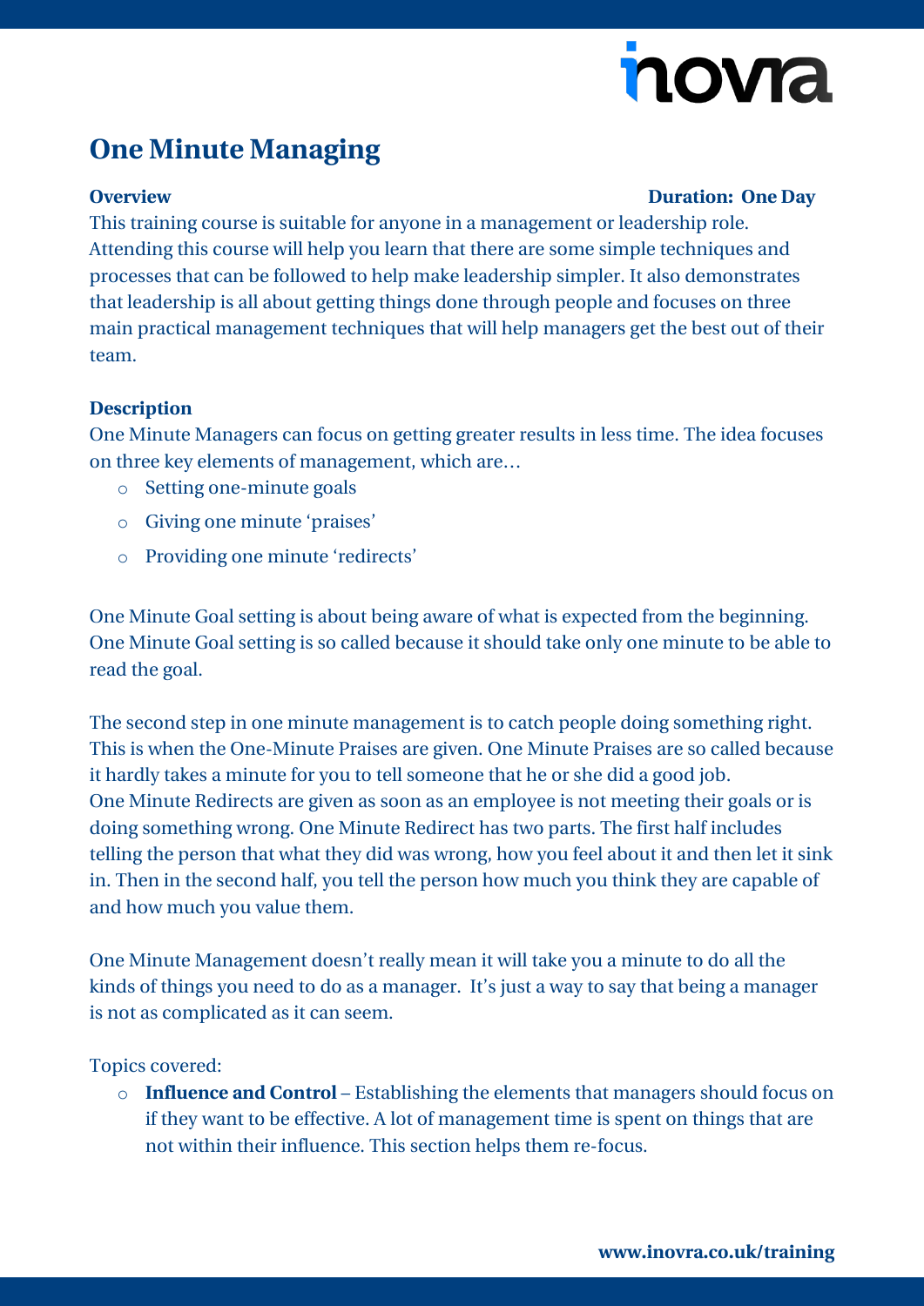# One Minute Managing

**Overview** **Duration: One Day**

This training course is suitable for anyone in a management or leadership role. Attending this course will help you learn that there are some simple techniques and processes that can be followed to help make leadership simpler. It also demonstrates that leadership is all about getting things done through people and focuses on three main practical management techniques that will help managers get the best out of their team.

**Description**

One Minute Managers can focus on getting greater results in less time. The idea focuses on three key elements of management, which are…

- Setting one-minute goals
- Giving one minute 'praises'
- Providing one minute 'redirects'

One Minute Goal setting is about being aware of what is expected from the beginning. One Minute Goal setting is so called because it should take only one minute to be able to read the goal.

The second step in one minute management is to catch people doing something right. This is when the One-Minute Praises are given. One Minute Praises are so called because it hardly takes a minute for you to tell someone that he or she did a good job. One Minute Redirects are given as soon as an employee is not meeting their goals or is doing something wrong. One Minute Redirect has two parts. The first half includes telling the person that what they did was wrong, how you feel about it and then let it sink in. Then in the second half, you tell the person how much you think they are capable of and how much you value them.

One Minute Management doesn't really mean it will take you a minute to do all the kinds of things you need to do as a manager. It's just a way to say that being a manager is not as complicated as it can seem.

Topics covered:

- **Influence and Control** – Establishing the elements that managers should focus on if they want to be effective. A lot of management time is spent on things that are not within their influence. This section helps them re-focus.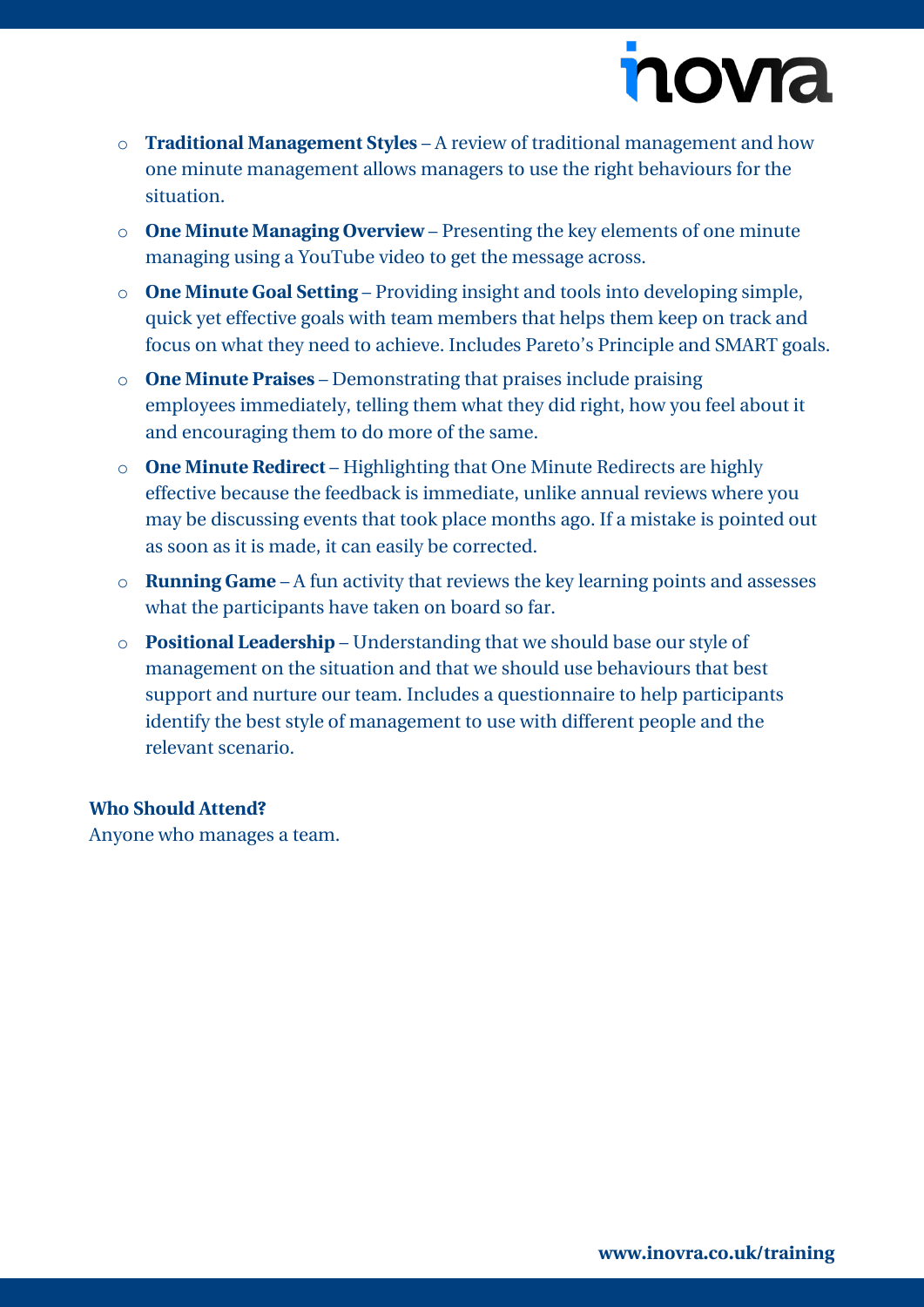- **Traditional Management Styles** – A review of traditional management and how one minute management allows managers to use the right behaviours for the situation.
- **One Minute Managing Overview** – Presenting the key elements of one minute managing using a YouTube video to get the message across.
- **One Minute Goal Setting** – Providing insight and tools into developing simple, quick yet effective goals with team members that helps them keep on track and focus on what they need to achieve. Includes Pareto's Principle and SMART goals.
- **One Minute Praises** – Demonstrating that praises include praising employees immediately, telling them what they did right, how you feel about it and encouraging them to do more of the same.
- **One Minute Redirect** – Highlighting that One Minute Redirects are highly effective because the feedback is immediate, unlike annual reviews where you may be discussing events that took place months ago. If a mistake is pointed out as soon as it is made, it can easily be corrected.
- **Running Game** – A fun activity that reviews the key learning points and assesses what the participants have taken on board so far.
- **Positional Leadership** – Understanding that we should base our style of management on the situation and that we should use behaviours that best support and nurture our team. Includes a questionnaire to help participants identify the best style of management to use with different people and the relevant scenario.

**Who Should Attend?**

Anyone who manages a team.